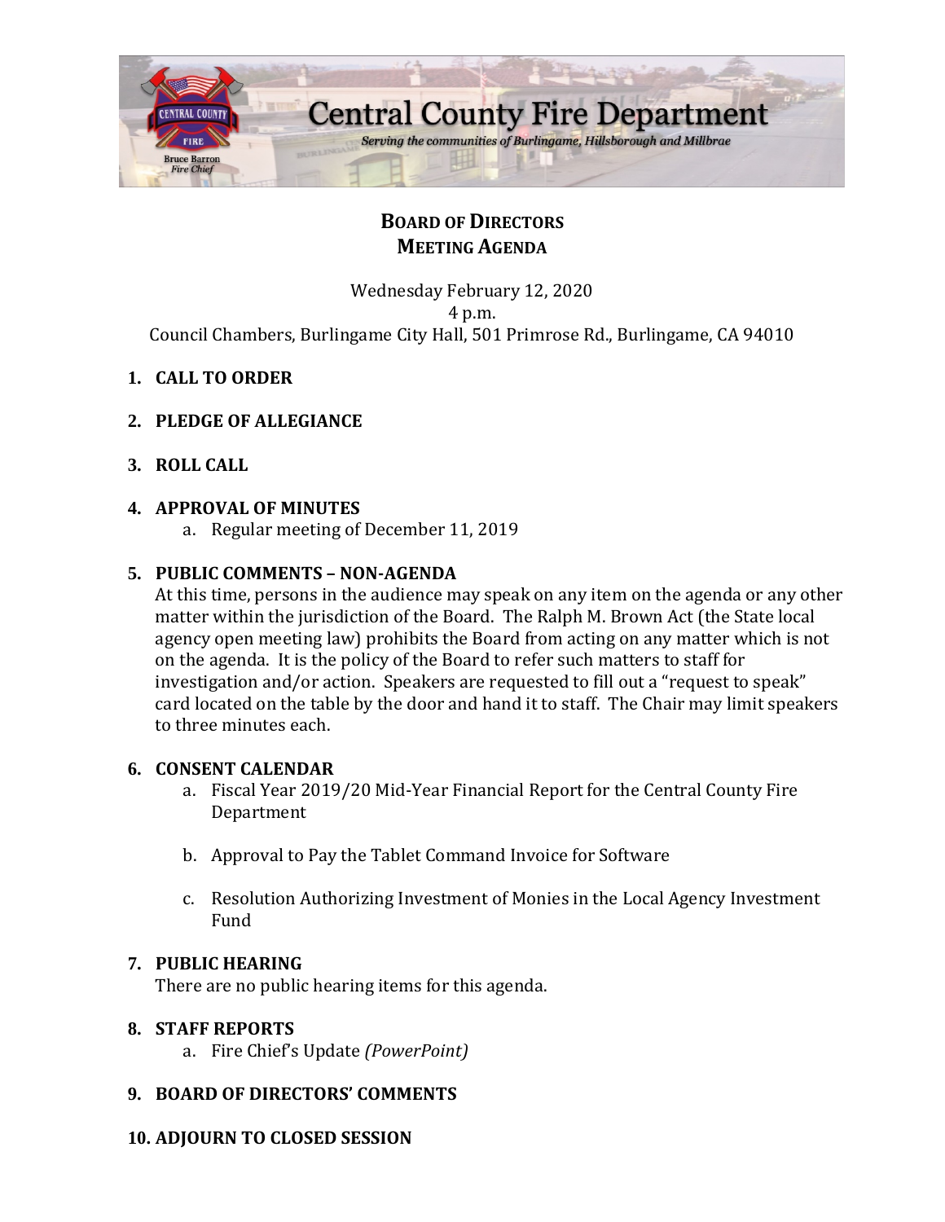# Central County Fire Department

*Serving the communities of Burlingame, Hillsborough and Millbrae*

Bruce Barron
*Fire Chief*

## BOARD OF DIRECTORS
## MEETING AGENDA

Wednesday February 12, 2020
4 p.m.
Council Chambers, Burlingame City Hall, 501 Primrose Rd., Burlingame, CA 94010

1. **CALL TO ORDER**

2. **PLEDGE OF ALLEGIANCE**

3. **ROLL CALL**

4. **APPROVAL OF MINUTES**
   a. Regular meeting of December 11, 2019

5. **PUBLIC COMMENTS – NON-AGENDA**
   At this time, persons in the audience may speak on any item on the agenda or any other matter within the jurisdiction of the Board. The Ralph M. Brown Act (the State local agency open meeting law) prohibits the Board from acting on any matter which is not on the agenda. It is the policy of the Board to refer such matters to staff for investigation and/or action. Speakers are requested to fill out a "request to speak" card located on the table by the door and hand it to staff. The Chair may limit speakers to three minutes each.

6. **CONSENT CALENDAR**
   a. Fiscal Year 2019/20 Mid-Year Financial Report for the Central County Fire Department

   b. Approval to Pay the Tablet Command Invoice for Software

   c. Resolution Authorizing Investment of Monies in the Local Agency Investment Fund

7. **PUBLIC HEARING**
   There are no public hearing items for this agenda.

8. **STAFF REPORTS**
   a. Fire Chief's Update *(PowerPoint)*

9. **BOARD OF DIRECTORS' COMMENTS**

10. **ADJOURN TO CLOSED SESSION**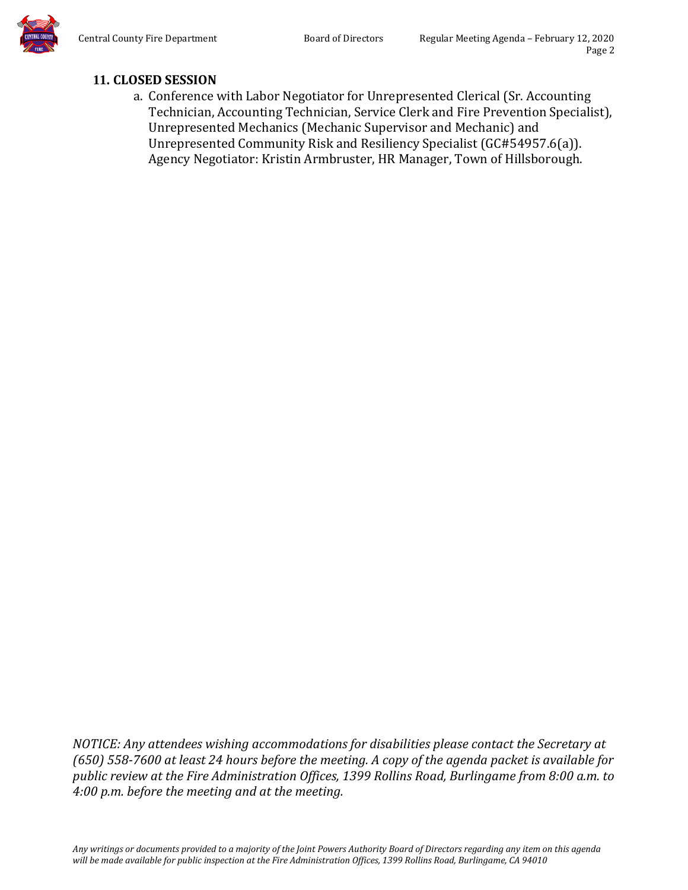## 11. CLOSED SESSION

a. Conference with Labor Negotiator for Unrepresented Clerical (Sr. Accounting Technician, Accounting Technician, Service Clerk and Fire Prevention Specialist), Unrepresented Mechanics (Mechanic Supervisor and Mechanic) and Unrepresented Community Risk and Resiliency Specialist (GC#54957.6(a)). Agency Negotiator: Kristin Armbruster, HR Manager, Town of Hillsborough.

*NOTICE: Any attendees wishing accommodations for disabilities please contact the Secretary at (650) 558-7600 at least 24 hours before the meeting. A copy of the agenda packet is available for public review at the Fire Administration Offices, 1399 Rollins Road, Burlingame from 8:00 a.m. to 4:00 p.m. before the meeting and at the meeting.*

*Any writings or documents provided to a majority of the Joint Powers Authority Board of Directors regarding any item on this agenda will be made available for public inspection at the Fire Administration Offices, 1399 Rollins Road, Burlingame, CA 94010*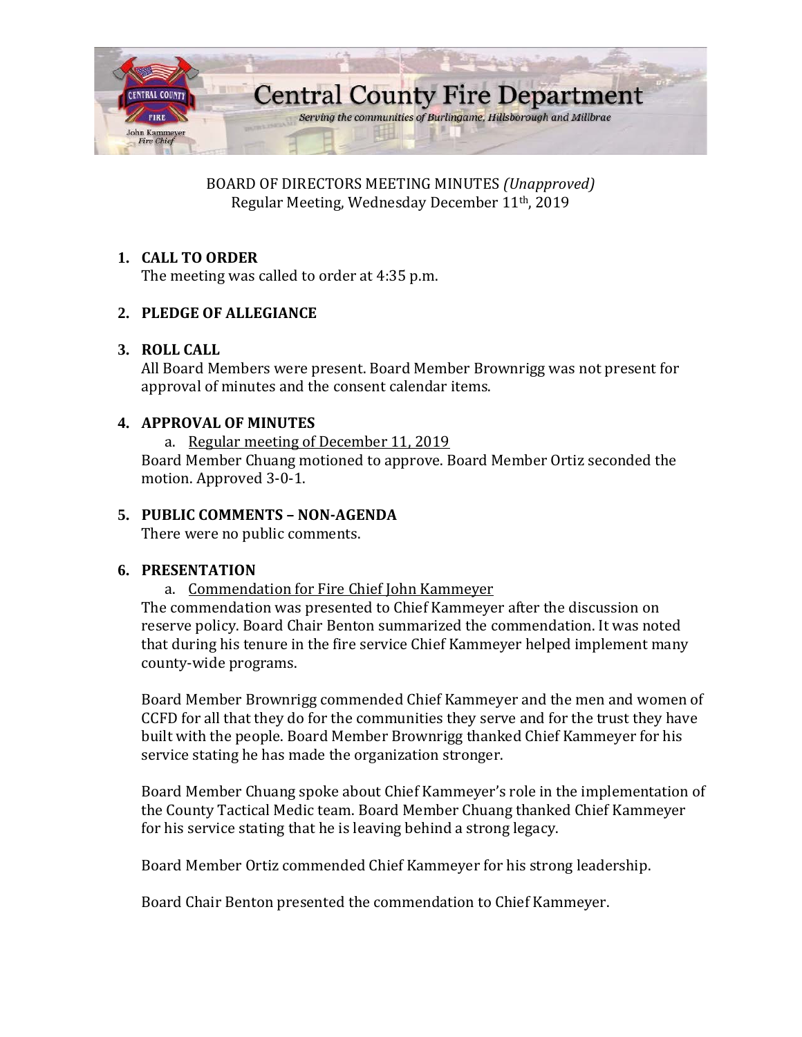# Central County Fire Department

*Serving the communities of Burlingame, Hillsborough and Millbrae*

John Kammeyer
*Fire Chief*

BOARD OF DIRECTORS MEETING MINUTES *(Unapproved)*
Regular Meeting, Wednesday December 11th, 2019

## 1. CALL TO ORDER

The meeting was called to order at 4:35 p.m.

## 2. PLEDGE OF ALLEGIANCE

## 3. ROLL CALL

All Board Members were present. Board Member Brownrigg was not present for approval of minutes and the consent calendar items.

## 4. APPROVAL OF MINUTES

a. Regular meeting of December 11, 2019

Board Member Chuang motioned to approve. Board Member Ortiz seconded the motion. Approved 3-0-1.

## 5. PUBLIC COMMENTS – NON-AGENDA

There were no public comments.

## 6. PRESENTATION

a. Commendation for Fire Chief John Kammeyer

The commendation was presented to Chief Kammeyer after the discussion on reserve policy. Board Chair Benton summarized the commendation. It was noted that during his tenure in the fire service Chief Kammeyer helped implement many county-wide programs.

Board Member Brownrigg commended Chief Kammeyer and the men and women of CCFD for all that they do for the communities they serve and for the trust they have built with the people. Board Member Brownrigg thanked Chief Kammeyer for his service stating he has made the organization stronger.

Board Member Chuang spoke about Chief Kammeyer's role in the implementation of the County Tactical Medic team. Board Member Chuang thanked Chief Kammeyer for his service stating that he is leaving behind a strong legacy.

Board Member Ortiz commended Chief Kammeyer for his strong leadership.

Board Chair Benton presented the commendation to Chief Kammeyer.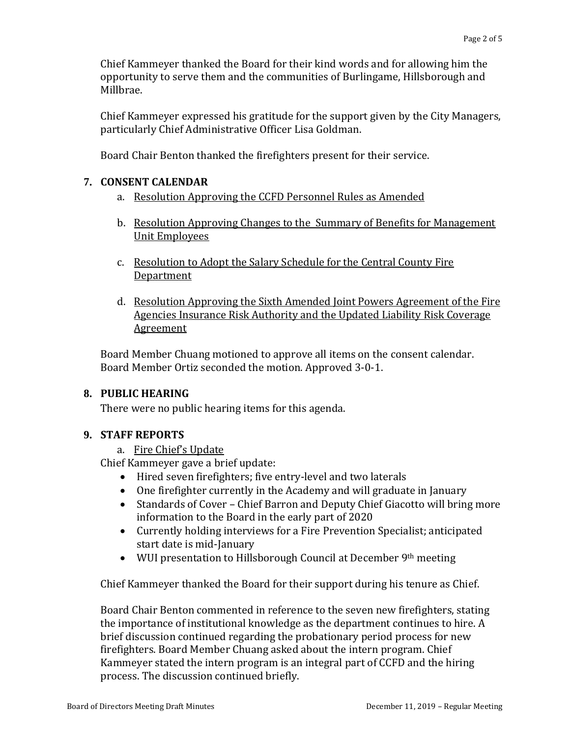Chief Kammeyer thanked the Board for their kind words and for allowing him the opportunity to serve them and the communities of Burlingame, Hillsborough and Millbrae.

Chief Kammeyer expressed his gratitude for the support given by the City Managers, particularly Chief Administrative Officer Lisa Goldman.

Board Chair Benton thanked the firefighters present for their service.

## 7. CONSENT CALENDAR

a. Resolution Approving the CCFD Personnel Rules as Amended

b. Resolution Approving Changes to the Summary of Benefits for Management Unit Employees

c. Resolution to Adopt the Salary Schedule for the Central County Fire Department

d. Resolution Approving the Sixth Amended Joint Powers Agreement of the Fire Agencies Insurance Risk Authority and the Updated Liability Risk Coverage Agreement

Board Member Chuang motioned to approve all items on the consent calendar. Board Member Ortiz seconded the motion. Approved 3-0-1.

## 8. PUBLIC HEARING

There were no public hearing items for this agenda.

## 9. STAFF REPORTS

a. Fire Chief's Update

Chief Kammeyer gave a brief update:

- Hired seven firefighters; five entry-level and two laterals
- One firefighter currently in the Academy and will graduate in January
- Standards of Cover – Chief Barron and Deputy Chief Giacotto will bring more information to the Board in the early part of 2020
- Currently holding interviews for a Fire Prevention Specialist; anticipated start date is mid-January
- WUI presentation to Hillsborough Council at December 9th meeting

Chief Kammeyer thanked the Board for their support during his tenure as Chief.

Board Chair Benton commented in reference to the seven new firefighters, stating the importance of institutional knowledge as the department continues to hire. A brief discussion continued regarding the probationary period process for new firefighters. Board Member Chuang asked about the intern program. Chief Kammeyer stated the intern program is an integral part of CCFD and the hiring process. The discussion continued briefly.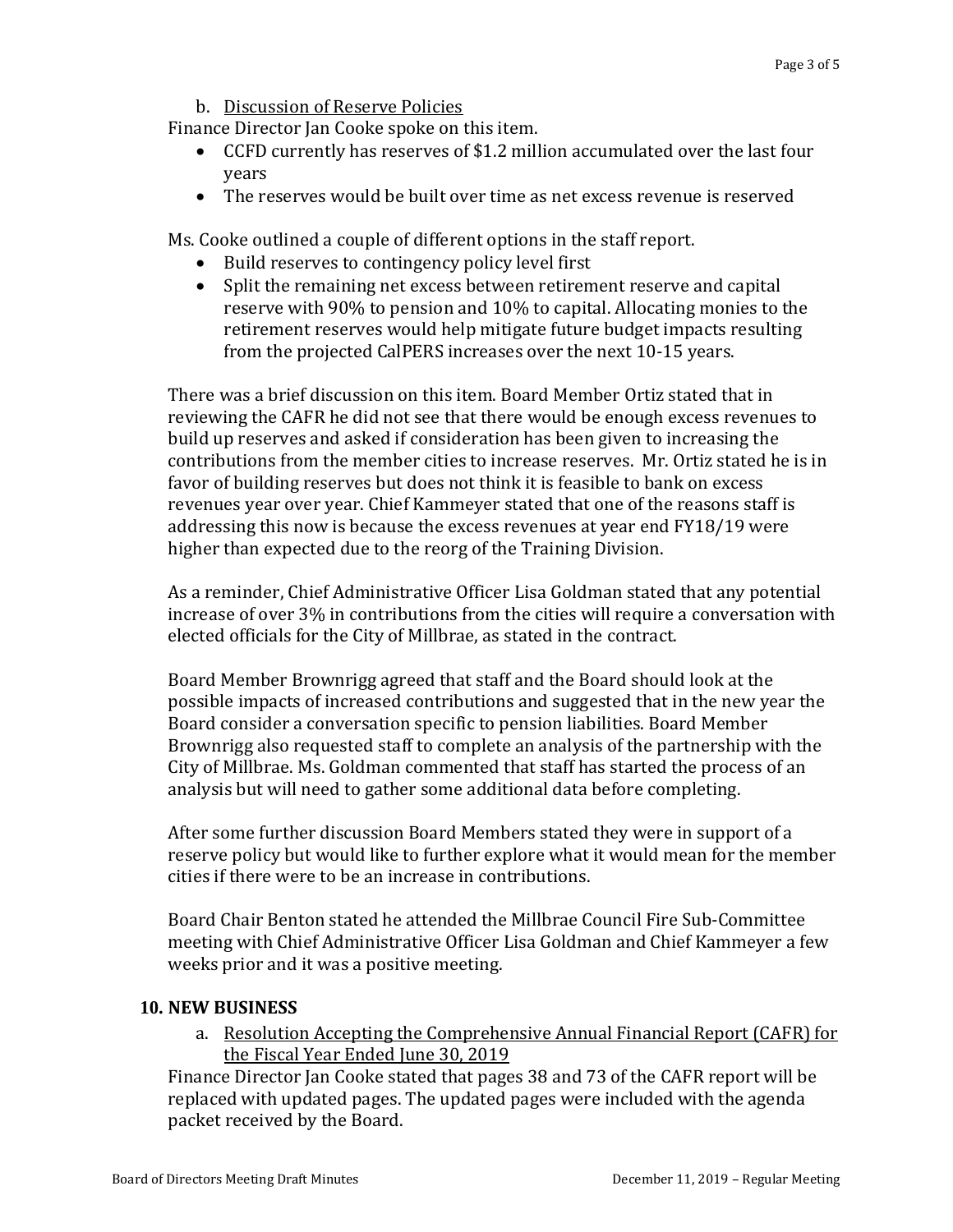b. Discussion of Reserve Policies

Finance Director Jan Cooke spoke on this item.

- CCFD currently has reserves of $1.2 million accumulated over the last four years
- The reserves would be built over time as net excess revenue is reserved

Ms. Cooke outlined a couple of different options in the staff report.

- Build reserves to contingency policy level first
- Split the remaining net excess between retirement reserve and capital reserve with 90% to pension and 10% to capital. Allocating monies to the retirement reserves would help mitigate future budget impacts resulting from the projected CalPERS increases over the next 10-15 years.

There was a brief discussion on this item. Board Member Ortiz stated that in reviewing the CAFR he did not see that there would be enough excess revenues to build up reserves and asked if consideration has been given to increasing the contributions from the member cities to increase reserves. Mr. Ortiz stated he is in favor of building reserves but does not think it is feasible to bank on excess revenues year over year. Chief Kammeyer stated that one of the reasons staff is addressing this now is because the excess revenues at year end FY18/19 were higher than expected due to the reorg of the Training Division.

As a reminder, Chief Administrative Officer Lisa Goldman stated that any potential increase of over 3% in contributions from the cities will require a conversation with elected officials for the City of Millbrae, as stated in the contract.

Board Member Brownrigg agreed that staff and the Board should look at the possible impacts of increased contributions and suggested that in the new year the Board consider a conversation specific to pension liabilities. Board Member Brownrigg also requested staff to complete an analysis of the partnership with the City of Millbrae. Ms. Goldman commented that staff has started the process of an analysis but will need to gather some additional data before completing.

After some further discussion Board Members stated they were in support of a reserve policy but would like to further explore what it would mean for the member cities if there were to be an increase in contributions.

Board Chair Benton stated he attended the Millbrae Council Fire Sub-Committee meeting with Chief Administrative Officer Lisa Goldman and Chief Kammeyer a few weeks prior and it was a positive meeting.

## 10. NEW BUSINESS

a. Resolution Accepting the Comprehensive Annual Financial Report (CAFR) for the Fiscal Year Ended June 30, 2019

Finance Director Jan Cooke stated that pages 38 and 73 of the CAFR report will be replaced with updated pages. The updated pages were included with the agenda packet received by the Board.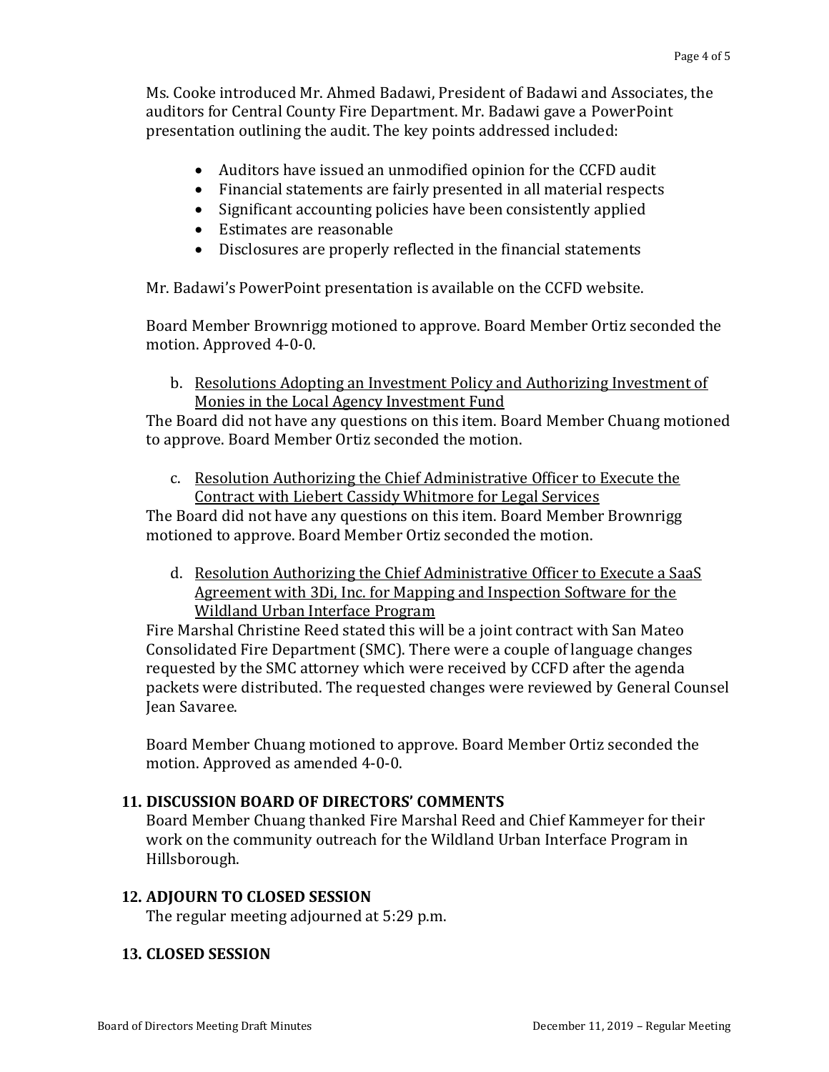Ms. Cooke introduced Mr. Ahmed Badawi, President of Badawi and Associates, the auditors for Central County Fire Department. Mr. Badawi gave a PowerPoint presentation outlining the audit. The key points addressed included:

- Auditors have issued an unmodified opinion for the CCFD audit
- Financial statements are fairly presented in all material respects
- Significant accounting policies have been consistently applied
- Estimates are reasonable
- Disclosures are properly reflected in the financial statements

Mr. Badawi's PowerPoint presentation is available on the CCFD website.

Board Member Brownrigg motioned to approve. Board Member Ortiz seconded the motion. Approved 4-0-0.

b. <u>Resolutions Adopting an Investment Policy and Authorizing Investment of Monies in the Local Agency Investment Fund</u>

The Board did not have any questions on this item. Board Member Chuang motioned to approve. Board Member Ortiz seconded the motion.

c. <u>Resolution Authorizing the Chief Administrative Officer to Execute the Contract with Liebert Cassidy Whitmore for Legal Services</u>

The Board did not have any questions on this item. Board Member Brownrigg motioned to approve. Board Member Ortiz seconded the motion.

d. <u>Resolution Authorizing the Chief Administrative Officer to Execute a SaaS Agreement with 3Di, Inc. for Mapping and Inspection Software for the Wildland Urban Interface Program</u>

Fire Marshal Christine Reed stated this will be a joint contract with San Mateo Consolidated Fire Department (SMC). There were a couple of language changes requested by the SMC attorney which were received by CCFD after the agenda packets were distributed. The requested changes were reviewed by General Counsel Jean Savaree.

Board Member Chuang motioned to approve. Board Member Ortiz seconded the motion. Approved as amended 4-0-0.

## 11. DISCUSSION BOARD OF DIRECTORS' COMMENTS

Board Member Chuang thanked Fire Marshal Reed and Chief Kammeyer for their work on the community outreach for the Wildland Urban Interface Program in Hillsborough.

## 12. ADJOURN TO CLOSED SESSION

The regular meeting adjourned at 5:29 p.m.

## 13. CLOSED SESSION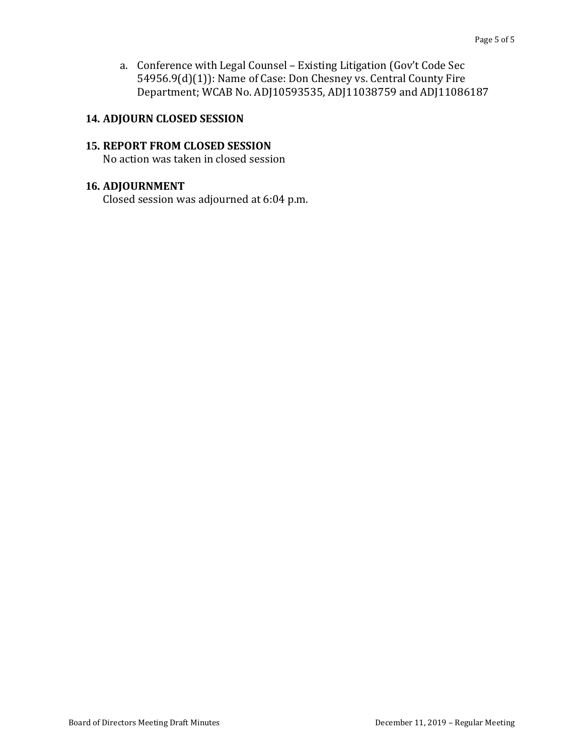a. Conference with Legal Counsel – Existing Litigation (Gov't Code Sec 54956.9(d)(1)): Name of Case: Don Chesney vs. Central County Fire Department; WCAB No. ADJ10593535, ADJ11038759 and ADJ11086187

**14. ADJOURN CLOSED SESSION**

**15. REPORT FROM CLOSED SESSION**

No action was taken in closed session

**16. ADJOURNMENT**

Closed session was adjourned at 6:04 p.m.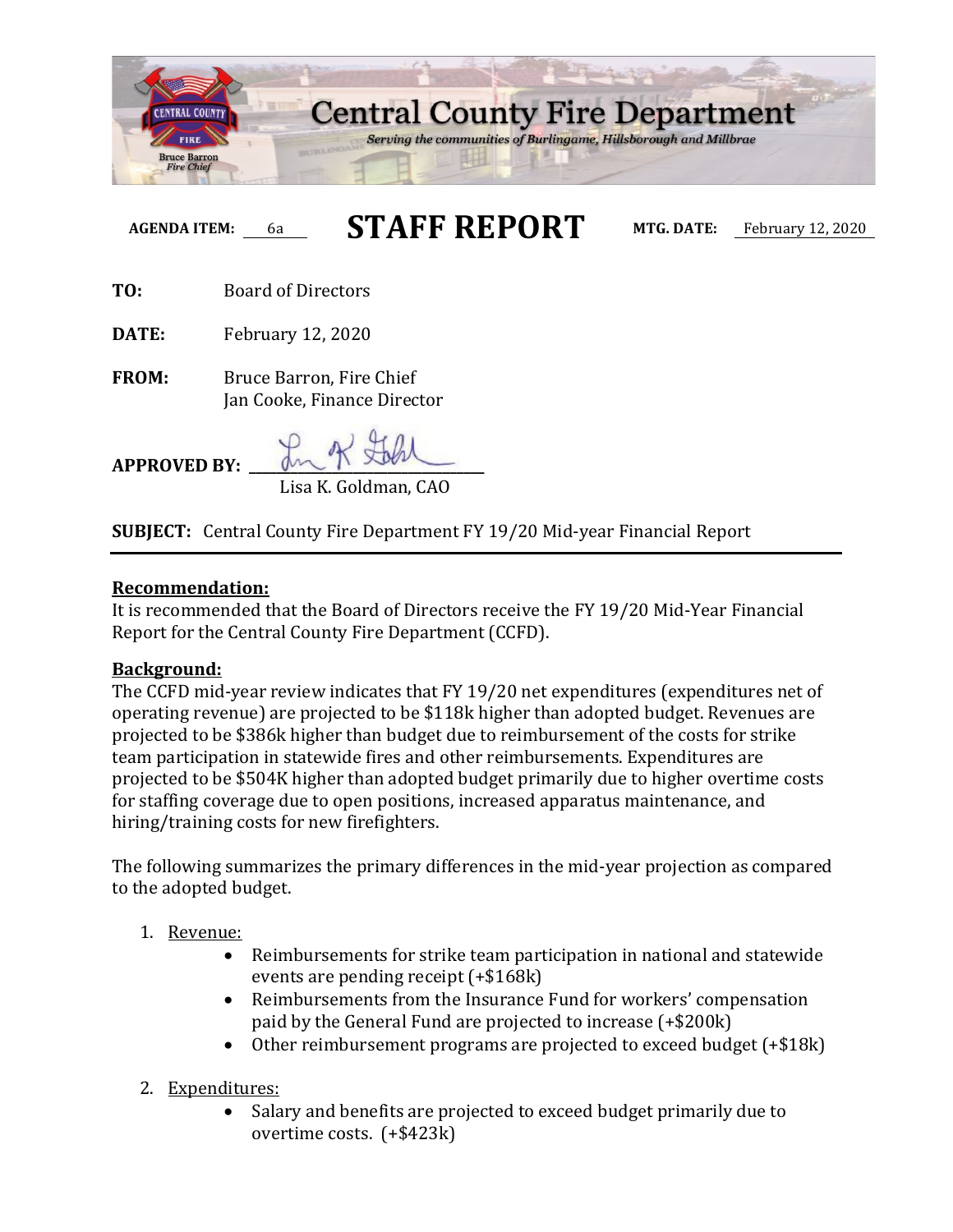# Central County Fire Department

*Serving the communities of Burlingame, Hillsborough and Millbrae*

Bruce Barron
*Fire Chief*

**AGENDA ITEM:** 6a

# STAFF REPORT

**MTG. DATE:** February 12, 2020

**TO:** Board of Directors

**DATE:** February 12, 2020

**FROM:** Bruce Barron, Fire Chief
Jan Cooke, Finance Director

**APPROVED BY:** Lisa K. Goldman, CAO

**SUBJECT:** Central County Fire Department FY 19/20 Mid-year Financial Report

**Recommendation:**

It is recommended that the Board of Directors receive the FY 19/20 Mid-Year Financial Report for the Central County Fire Department (CCFD).

**Background:**

The CCFD mid-year review indicates that FY 19/20 net expenditures (expenditures net of operating revenue) are projected to be $118k higher than adopted budget. Revenues are projected to be $386k higher than budget due to reimbursement of the costs for strike team participation in statewide fires and other reimbursements. Expenditures are projected to be $504K higher than adopted budget primarily due to higher overtime costs for staffing coverage due to open positions, increased apparatus maintenance, and hiring/training costs for new firefighters.

The following summarizes the primary differences in the mid-year projection as compared to the adopted budget.

1. Revenue:
   - Reimbursements for strike team participation in national and statewide events are pending receipt (+$168k)
   - Reimbursements from the Insurance Fund for workers' compensation paid by the General Fund are projected to increase (+$200k)
   - Other reimbursement programs are projected to exceed budget (+$18k)

2. Expenditures:
   - Salary and benefits are projected to exceed budget primarily due to overtime costs. (+$423k)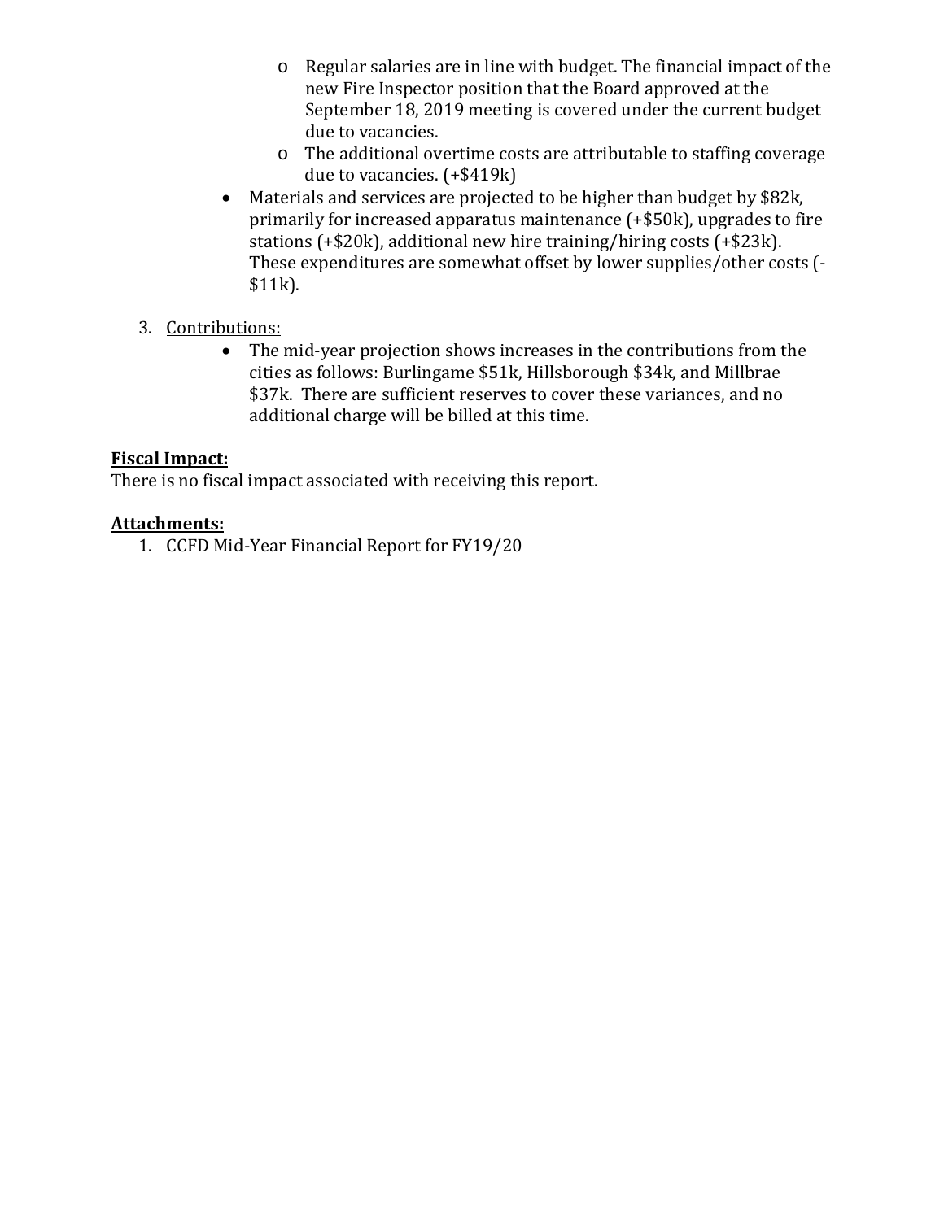- Regular salaries are in line with budget. The financial impact of the new Fire Inspector position that the Board approved at the September 18, 2019 meeting is covered under the current budget due to vacancies.
  - The additional overtime costs are attributable to staffing coverage due to vacancies. (+$419k)
- Materials and services are projected to be higher than budget by $82k, primarily for increased apparatus maintenance (+$50k), upgrades to fire stations (+$20k), additional new hire training/hiring costs (+$23k). These expenditures are somewhat offset by lower supplies/other costs (-$11k).

3. Contributions:
   - The mid-year projection shows increases in the contributions from the cities as follows: Burlingame $51k, Hillsborough $34k, and Millbrae $37k. There are sufficient reserves to cover these variances, and no additional charge will be billed at this time.

**Fiscal Impact:**

There is no fiscal impact associated with receiving this report.

**Attachments:**

1. CCFD Mid-Year Financial Report for FY19/20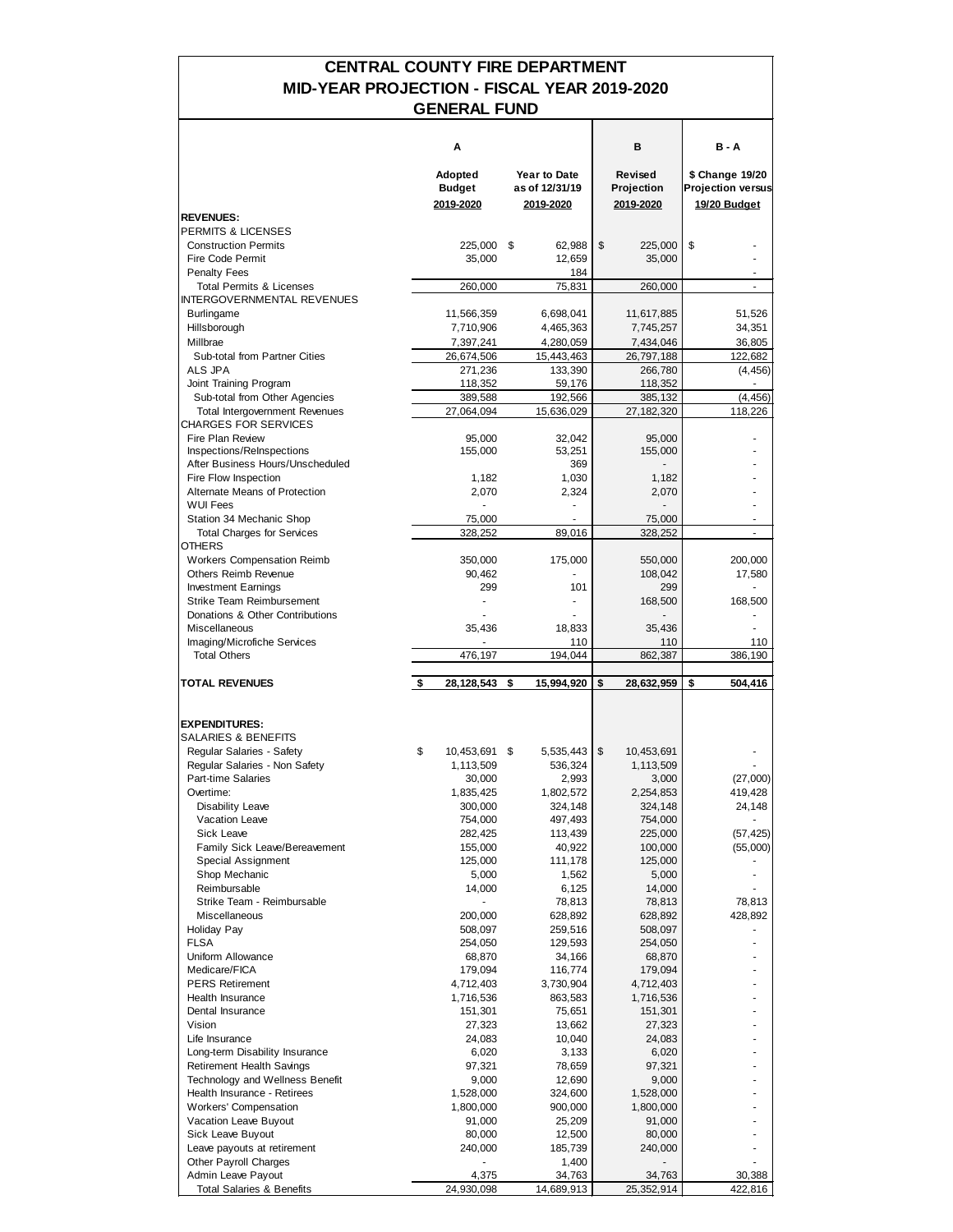# CENTRAL COUNTY FIRE DEPARTMENT
## MID-YEAR PROJECTION - FISCAL YEAR 2019-2020
## GENERAL FUND

| | A | | B | B - A |
|---|---|---|---|---|
| | Adopted Budget 2019-2020 | Year to Date as of 12/31/19 2019-2020 | Revised Projection 2019-2020 | $ Change 19/20 Projection versus 19/20 Budget |
| **REVENUES:** | | | | |
| PERMITS & LICENSES | | | | |
| Construction Permits | 225,000 | $ 62,988 | $ 225,000 | $ - |
| Fire Code Permit | 35,000 | 12,659 | 35,000 | - |
| Penalty Fees | | 184 | | - |
| Total Permits & Licenses | 260,000 | 75,831 | 260,000 | - |
| INTERGOVERNMENTAL REVENUES | | | | |
| Burlingame | 11,566,359 | 6,698,041 | 11,617,885 | 51,526 |
| Hillsborough | 7,710,906 | 4,465,363 | 7,745,257 | 34,351 |
| Millbrae | 7,397,241 | 4,280,059 | 7,434,046 | 36,805 |
| Sub-total from Partner Cities | 26,674,506 | 15,443,463 | 26,797,188 | 122,682 |
| ALS JPA | 271,236 | 133,390 | 266,780 | (4,456) |
| Joint Training Program | 118,352 | 59,176 | 118,352 | - |
| Sub-total from Other Agencies | 389,588 | 192,566 | 385,132 | (4,456) |
| Total Intergovernment Revenues | 27,064,094 | 15,636,029 | 27,182,320 | 118,226 |
| CHARGES FOR SERVICES | | | | |
| Fire Plan Review | 95,000 | 32,042 | 95,000 | - |
| Inspections/ReInspections | 155,000 | 53,251 | 155,000 | - |
| After Business Hours/Unscheduled | | 369 | - | - |
| Fire Flow Inspection | 1,182 | 1,030 | 1,182 | - |
| Alternate Means of Protection | 2,070 | 2,324 | 2,070 | - |
| WUI Fees | - | - | - | - |
| Station 34 Mechanic Shop | 75,000 | - | 75,000 | - |
| Total Charges for Services | 328,252 | 89,016 | 328,252 | - |
| OTHERS | | | | |
| Workers Compensation Reimb | 350,000 | 175,000 | 550,000 | 200,000 |
| Others Reimb Revenue | 90,462 | - | 108,042 | 17,580 |
| Investment Earnings | 299 | 101 | 299 | - |
| Strike Team Reimbursement | - | - | 168,500 | 168,500 |
| Donations & Other Contributions | - | - | - | - |
| Miscellaneous | 35,436 | 18,833 | 35,436 | - |
| Imaging/Microfiche Services | - | 110 | 110 | 110 |
| Total Others | 476,197 | 194,044 | 862,387 | 386,190 |
| **TOTAL REVENUES** | **$ 28,128,543** | **$ 15,994,920** | **$ 28,632,959** | **$ 504,416** |
| | | | | |
| **EXPENDITURES:** | | | | |
| SALARIES & BENEFITS | | | | |
| Regular Salaries - Safety | $ 10,453,691 | $ 5,535,443 | $ 10,453,691 | - |
| Regular Salaries - Non Safety | 1,113,509 | 536,324 | 1,113,509 | - |
| Part-time Salaries | 30,000 | 2,993 | 3,000 | (27,000) |
| Overtime: | 1,835,425 | 1,802,572 | 2,254,853 | 419,428 |
| Disability Leave | 300,000 | 324,148 | 324,148 | 24,148 |
| Vacation Leave | 754,000 | 497,493 | 754,000 | - |
| Sick Leave | 282,425 | 113,439 | 225,000 | (57,425) |
| Family Sick Leave/Bereavement | 155,000 | 40,922 | 100,000 | (55,000) |
| Special Assignment | 125,000 | 111,178 | 125,000 | - |
| Shop Mechanic | 5,000 | 1,562 | 5,000 | - |
| Reimbursable | 14,000 | 6,125 | 14,000 | - |
| Strike Team - Reimbursable | - | 78,813 | 78,813 | 78,813 |
| Miscellaneous | 200,000 | 628,892 | 628,892 | 428,892 |
| Holiday Pay | 508,097 | 259,516 | 508,097 | - |
| FLSA | 254,050 | 129,593 | 254,050 | - |
| Uniform Allowance | 68,870 | 34,166 | 68,870 | - |
| Medicare/FICA | 179,094 | 116,774 | 179,094 | - |
| PERS Retirement | 4,712,403 | 3,730,904 | 4,712,403 | - |
| Health Insurance | 1,716,536 | 863,583 | 1,716,536 | - |
| Dental Insurance | 151,301 | 75,651 | 151,301 | - |
| Vision | 27,323 | 13,662 | 27,323 | - |
| Life Insurance | 24,083 | 10,040 | 24,083 | - |
| Long-term Disability Insurance | 6,020 | 3,133 | 6,020 | - |
| Retirement Health Savings | 97,321 | 78,659 | 97,321 | - |
| Technology and Wellness Benefit | 9,000 | 12,690 | 9,000 | - |
| Health Insurance - Retirees | 1,528,000 | 324,600 | 1,528,000 | - |
| Workers' Compensation | 1,800,000 | 900,000 | 1,800,000 | - |
| Vacation Leave Buyout | 91,000 | 25,209 | 91,000 | - |
| Sick Leave Buyout | 80,000 | 12,500 | 80,000 | - |
| Leave payouts at retirement | 240,000 | 185,739 | 240,000 | - |
| Other Payroll Charges | - | 1,400 | - | - |
| Admin Leave Payout | 4,375 | 34,763 | 34,763 | 30,388 |
| Total Salaries & Benefits | 24,930,098 | 14,689,913 | 25,352,914 | 422,816 |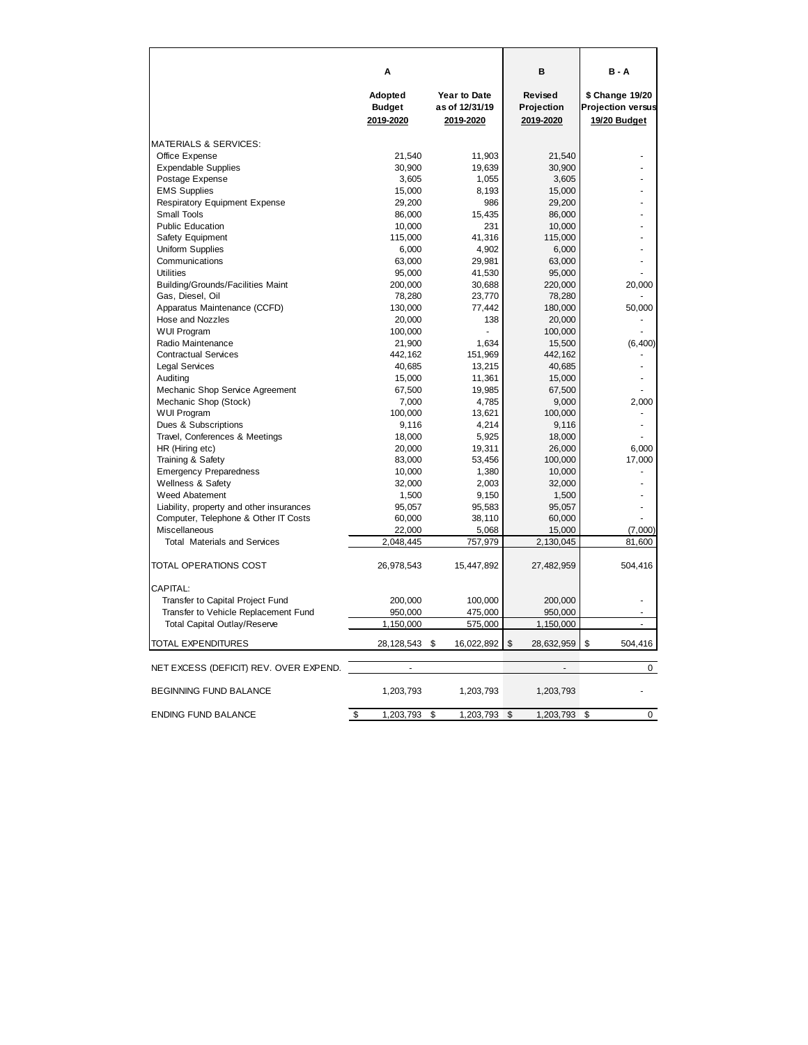| | A | | B | B - A |
|---|---|---|---|---|
| | Adopted Budget 2019-2020 | Year to Date as of 12/31/19 2019-2020 | Revised Projection 2019-2020 | $ Change 19/20 Projection versus 19/20 Budget |
| MATERIALS & SERVICES: | | | | |
| Office Expense | 21,540 | 11,903 | 21,540 | - |
| Expendable Supplies | 30,900 | 19,639 | 30,900 | - |
| Postage Expense | 3,605 | 1,055 | 3,605 | - |
| EMS Supplies | 15,000 | 8,193 | 15,000 | - |
| Respiratory Equipment Expense | 29,200 | 986 | 29,200 | - |
| Small Tools | 86,000 | 15,435 | 86,000 | - |
| Public Education | 10,000 | 231 | 10,000 | - |
| Safety Equipment | 115,000 | 41,316 | 115,000 | - |
| Uniform Supplies | 6,000 | 4,902 | 6,000 | - |
| Communications | 63,000 | 29,981 | 63,000 | - |
| Utilities | 95,000 | 41,530 | 95,000 | - |
| Building/Grounds/Facilities Maint | 200,000 | 30,688 | 220,000 | 20,000 |
| Gas, Diesel, Oil | 78,280 | 23,770 | 78,280 | - |
| Apparatus Maintenance (CCFD) | 130,000 | 77,442 | 180,000 | 50,000 |
| Hose and Nozzles | 20,000 | 138 | 20,000 | - |
| WUI Program | 100,000 | - | 100,000 | - |
| Radio Maintenance | 21,900 | 1,634 | 15,500 | (6,400) |
| Contractual Services | 442,162 | 151,969 | 442,162 | - |
| Legal Services | 40,685 | 13,215 | 40,685 | - |
| Auditing | 15,000 | 11,361 | 15,000 | - |
| Mechanic Shop Service Agreement | 67,500 | 19,985 | 67,500 | - |
| Mechanic Shop (Stock) | 7,000 | 4,785 | 9,000 | 2,000 |
| WUI Program | 100,000 | 13,621 | 100,000 | - |
| Dues & Subscriptions | 9,116 | 4,214 | 9,116 | - |
| Travel, Conferences & Meetings | 18,000 | 5,925 | 18,000 | - |
| HR (Hiring etc) | 20,000 | 19,311 | 26,000 | 6,000 |
| Training & Safety | 83,000 | 53,456 | 100,000 | 17,000 |
| Emergency Preparedness | 10,000 | 1,380 | 10,000 | - |
| Wellness & Safety | 32,000 | 2,003 | 32,000 | - |
| Weed Abatement | 1,500 | 9,150 | 1,500 | - |
| Liability, property and other insurances | 95,057 | 95,583 | 95,057 | - |
| Computer, Telephone & Other IT Costs | 60,000 | 38,110 | 60,000 | - |
| Miscellaneous | 22,000 | 5,068 | 15,000 | (7,000) |
| Total Materials and Services | 2,048,445 | 757,979 | 2,130,045 | 81,600 |
| TOTAL OPERATIONS COST | 26,978,543 | 15,447,892 | 27,482,959 | 504,416 |
| CAPITAL: | | | | |
| Transfer to Capital Project Fund | 200,000 | 100,000 | 200,000 | - |
| Transfer to Vehicle Replacement Fund | 950,000 | 475,000 | 950,000 | - |
| Total Capital Outlay/Reserve | 1,150,000 | 575,000 | 1,150,000 | - |
| TOTAL EXPENDITURES | 28,128,543 | $ 16,022,892 | $ 28,632,959 | $ 504,416 |
| NET EXCESS (DEFICIT) REV. OVER EXPEND. | - | | - | 0 |
| BEGINNING FUND BALANCE | 1,203,793 | 1,203,793 | 1,203,793 | - |
| ENDING FUND BALANCE | $ 1,203,793 | $ 1,203,793 | $ 1,203,793 | $ 0 |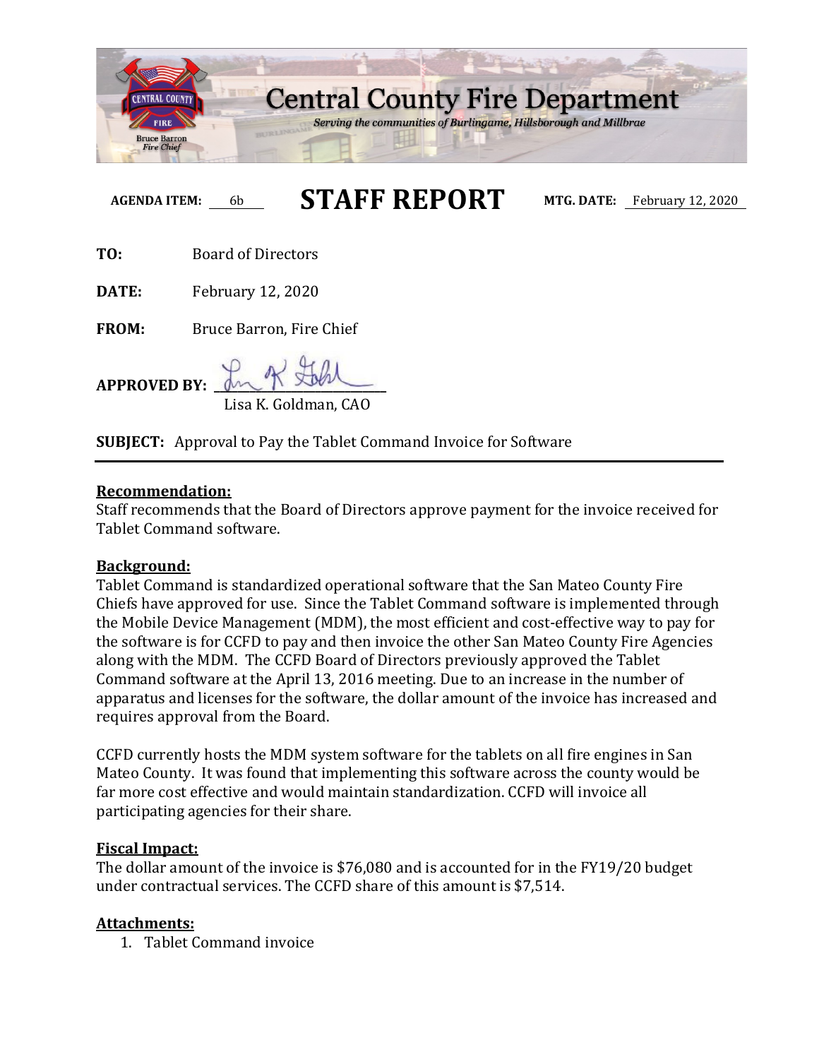# Central County Fire Department

*Serving the communities of Burlingame, Hillsborough and Millbrae*

Bruce Barron
*Fire Chief*

**AGENDA ITEM:** 6b **STAFF REPORT** **MTG. DATE:** February 12, 2020

**TO:** Board of Directors

**DATE:** February 12, 2020

**FROM:** Bruce Barron, Fire Chief

**APPROVED BY:** ______________________
Lisa K. Goldman, CAO

**SUBJECT:** Approval to Pay the Tablet Command Invoice for Software

---

**Recommendation:**

Staff recommends that the Board of Directors approve payment for the invoice received for Tablet Command software.

**Background:**

Tablet Command is standardized operational software that the San Mateo County Fire Chiefs have approved for use. Since the Tablet Command software is implemented through the Mobile Device Management (MDM), the most efficient and cost-effective way to pay for the software is for CCFD to pay and then invoice the other San Mateo County Fire Agencies along with the MDM. The CCFD Board of Directors previously approved the Tablet Command software at the April 13, 2016 meeting. Due to an increase in the number of apparatus and licenses for the software, the dollar amount of the invoice has increased and requires approval from the Board.

CCFD currently hosts the MDM system software for the tablets on all fire engines in San Mateo County. It was found that implementing this software across the county would be far more cost effective and would maintain standardization. CCFD will invoice all participating agencies for their share.

**Fiscal Impact:**

The dollar amount of the invoice is $76,080 and is accounted for in the FY19/20 budget under contractual services. The CCFD share of this amount is $7,514.

**Attachments:**

1. Tablet Command invoice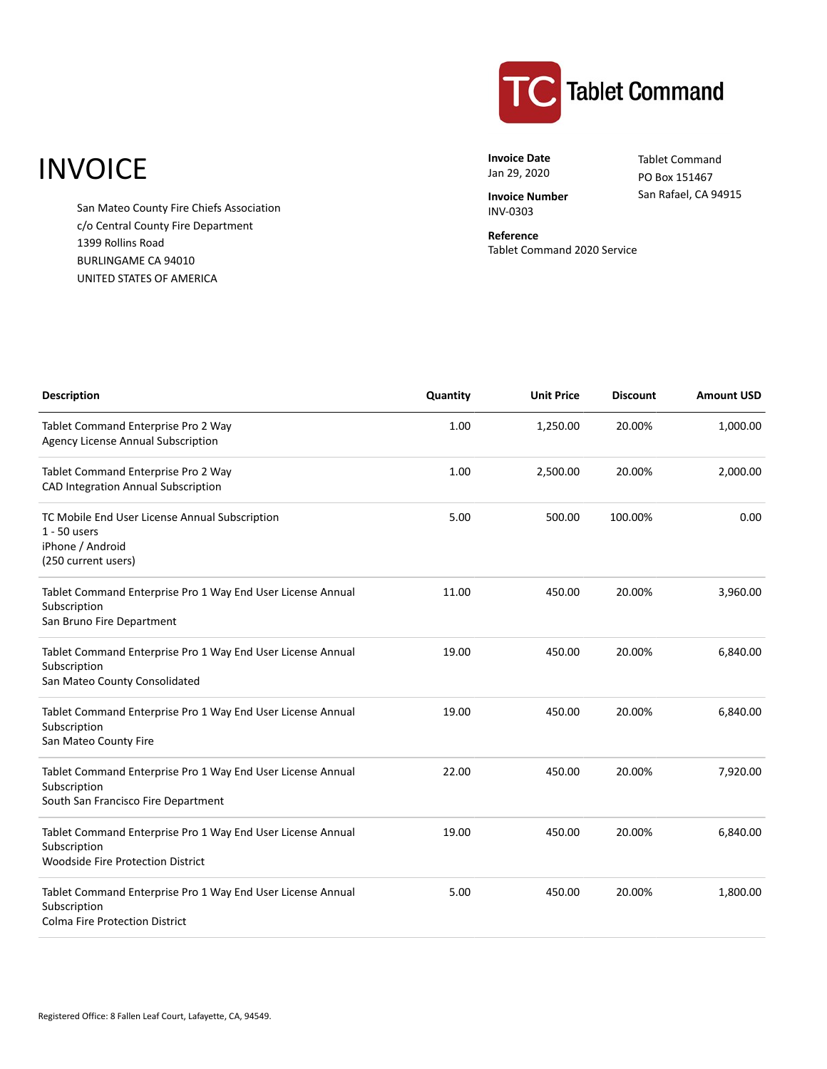Tablet Command

# INVOICE

San Mateo County Fire Chiefs Association
c/o Central County Fire Department
1399 Rollins Road
BURLINGAME CA 94010
UNITED STATES OF AMERICA

**Invoice Date**
Jan 29, 2020

**Invoice Number**
INV-0303

**Reference**
Tablet Command 2020 Service

Tablet Command
PO Box 151467
San Rafael, CA 94915

| Description | Quantity | Unit Price | Discount | Amount USD |
|---|---|---|---|---|
| Tablet Command Enterprise Pro 2 Way Agency License Annual Subscription | 1.00 | 1,250.00 | 20.00% | 1,000.00 |
| Tablet Command Enterprise Pro 2 Way CAD Integration Annual Subscription | 1.00 | 2,500.00 | 20.00% | 2,000.00 |
| TC Mobile End User License Annual Subscription 1 - 50 users iPhone / Android (250 current users) | 5.00 | 500.00 | 100.00% | 0.00 |
| Tablet Command Enterprise Pro 1 Way End User License Annual Subscription San Bruno Fire Department | 11.00 | 450.00 | 20.00% | 3,960.00 |
| Tablet Command Enterprise Pro 1 Way End User License Annual Subscription San Mateo County Consolidated | 19.00 | 450.00 | 20.00% | 6,840.00 |
| Tablet Command Enterprise Pro 1 Way End User License Annual Subscription San Mateo County Fire | 19.00 | 450.00 | 20.00% | 6,840.00 |
| Tablet Command Enterprise Pro 1 Way End User License Annual Subscription South San Francisco Fire Department | 22.00 | 450.00 | 20.00% | 7,920.00 |
| Tablet Command Enterprise Pro 1 Way End User License Annual Subscription Woodside Fire Protection District | 19.00 | 450.00 | 20.00% | 6,840.00 |
| Tablet Command Enterprise Pro 1 Way End User License Annual Subscription Colma Fire Protection District | 5.00 | 450.00 | 20.00% | 1,800.00 |

Registered Office: 8 Fallen Leaf Court, Lafayette, CA, 94549.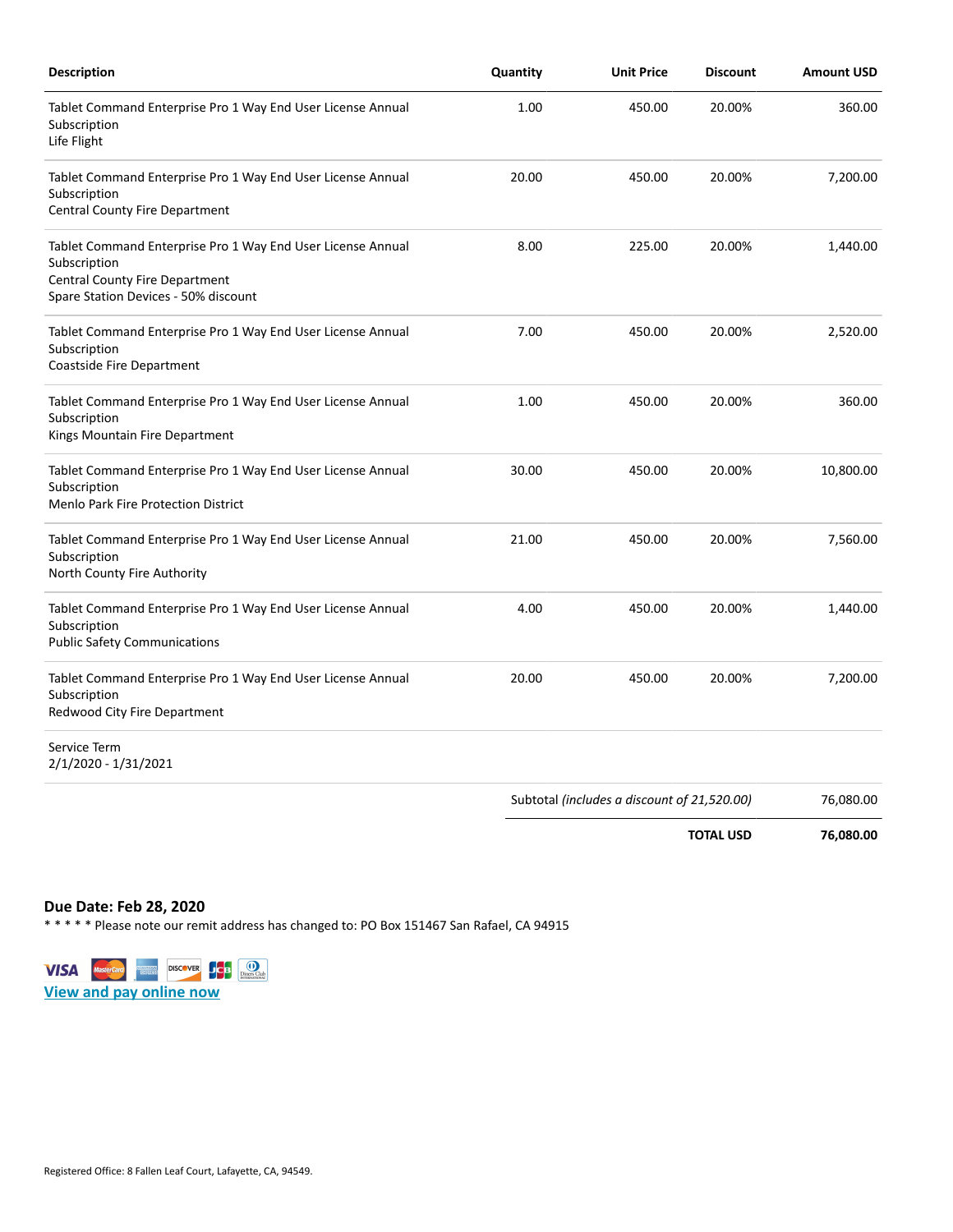| Description | Quantity | Unit Price | Discount | Amount USD |
|---|---|---|---|---|
| Tablet Command Enterprise Pro 1 Way End User License Annual Subscription<br>Life Flight | 1.00 | 450.00 | 20.00% | 360.00 |
| Tablet Command Enterprise Pro 1 Way End User License Annual Subscription<br>Central County Fire Department | 20.00 | 450.00 | 20.00% | 7,200.00 |
| Tablet Command Enterprise Pro 1 Way End User License Annual Subscription<br>Central County Fire Department<br>Spare Station Devices - 50% discount | 8.00 | 225.00 | 20.00% | 1,440.00 |
| Tablet Command Enterprise Pro 1 Way End User License Annual Subscription<br>Coastside Fire Department | 7.00 | 450.00 | 20.00% | 2,520.00 |
| Tablet Command Enterprise Pro 1 Way End User License Annual Subscription<br>Kings Mountain Fire Department | 1.00 | 450.00 | 20.00% | 360.00 |
| Tablet Command Enterprise Pro 1 Way End User License Annual Subscription<br>Menlo Park Fire Protection District | 30.00 | 450.00 | 20.00% | 10,800.00 |
| Tablet Command Enterprise Pro 1 Way End User License Annual Subscription<br>North County Fire Authority | 21.00 | 450.00 | 20.00% | 7,560.00 |
| Tablet Command Enterprise Pro 1 Way End User License Annual Subscription<br>Public Safety Communications | 4.00 | 450.00 | 20.00% | 1,440.00 |
| Tablet Command Enterprise Pro 1 Way End User License Annual Subscription<br>Redwood City Fire Department | 20.00 | 450.00 | 20.00% | 7,200.00 |
| Service Term<br>2/1/2020 - 1/31/2021 | | | | |
| | | Subtotal *(includes a discount of 21,520.00)* | | 76,080.00 |
| | | | **TOTAL USD** | **76,080.00** |

**Due Date: Feb 28, 2020**

* * * * * Please note our remit address has changed to: PO Box 151467 San Rafael, CA 94915

VISA MasterCard American Express DISCOVER JCB Diners Club International

View and pay online now

Registered Office: 8 Fallen Leaf Court, Lafayette, CA, 94549.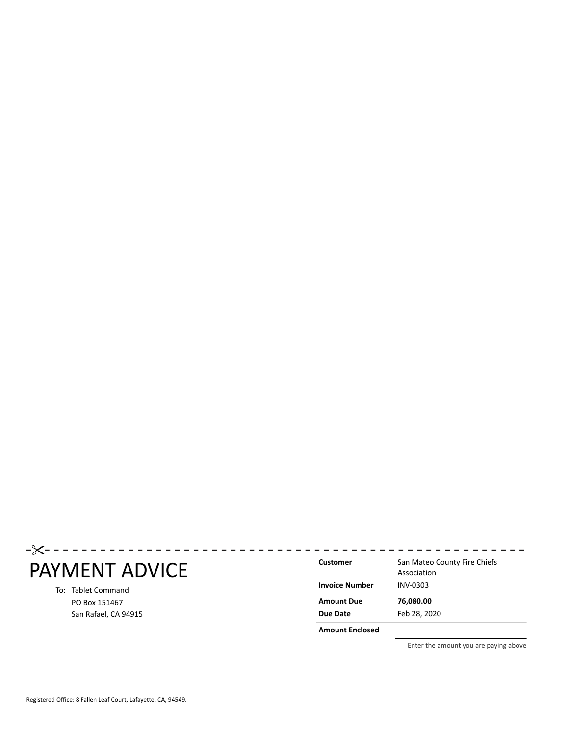# PAYMENT ADVICE

To: Tablet Command
PO Box 151467
San Rafael, CA 94915

| | |
|---|---|
| **Customer** | San Mateo County Fire Chiefs Association |
| **Invoice Number** | INV-0303 |
| **Amount Due** | **76,080.00** |
| **Due Date** | Feb 28, 2020 |
| **Amount Enclosed** | |

Enter the amount you are paying above

Registered Office: 8 Fallen Leaf Court, Lafayette, CA, 94549.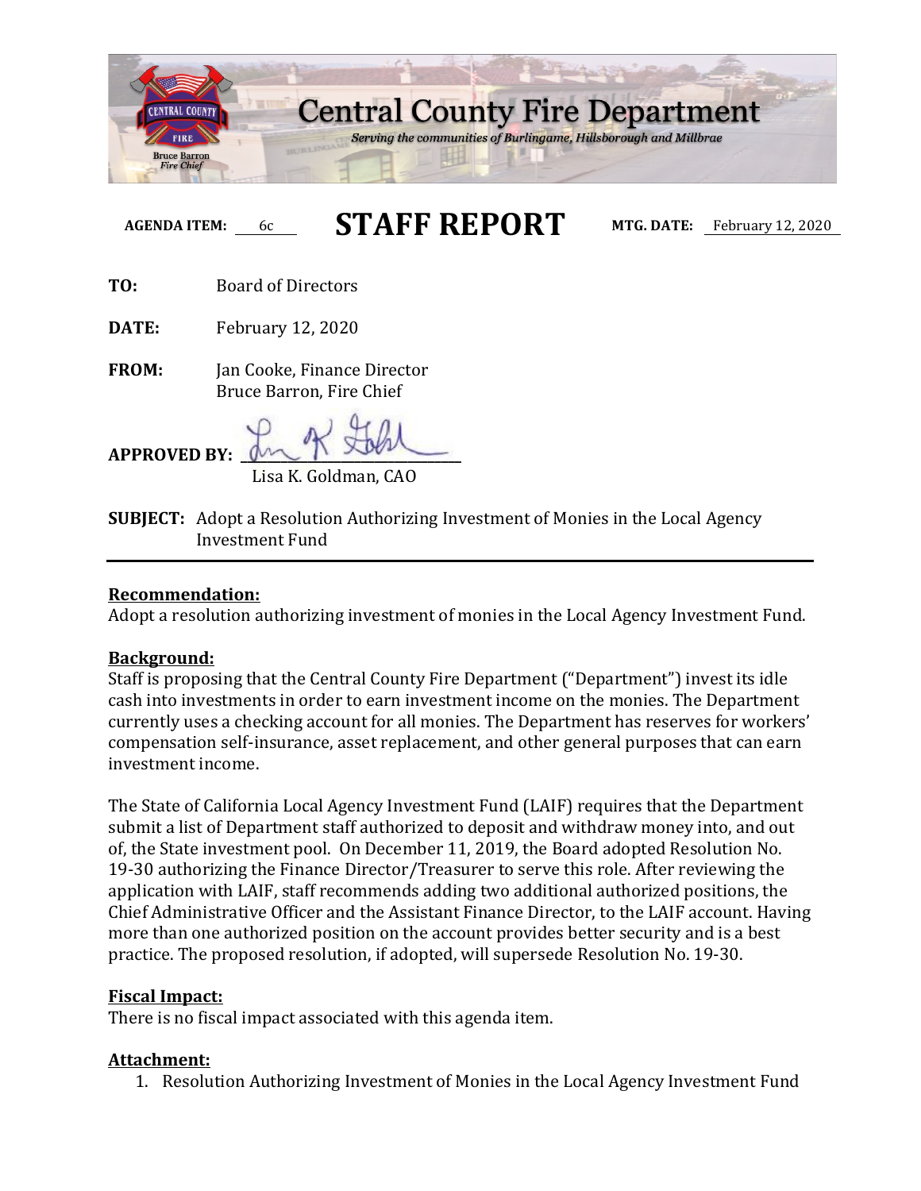# Central County Fire Department

*Serving the communities of Burlingame, Hillsborough and Millbrae*

Bruce Barron
*Fire Chief*

**AGENDA ITEM:** 6c **STAFF REPORT** **MTG. DATE:** February 12, 2020

**TO:** Board of Directors

**DATE:** February 12, 2020

**FROM:** Jan Cooke, Finance Director
Bruce Barron, Fire Chief

**APPROVED BY:** ______________________
Lisa K. Goldman, CAO

**SUBJECT:** Adopt a Resolution Authorizing Investment of Monies in the Local Agency Investment Fund

---

**Recommendation:**

Adopt a resolution authorizing investment of monies in the Local Agency Investment Fund.

**Background:**

Staff is proposing that the Central County Fire Department ("Department") invest its idle cash into investments in order to earn investment income on the monies. The Department currently uses a checking account for all monies. The Department has reserves for workers' compensation self-insurance, asset replacement, and other general purposes that can earn investment income.

The State of California Local Agency Investment Fund (LAIF) requires that the Department submit a list of Department staff authorized to deposit and withdraw money into, and out of, the State investment pool. On December 11, 2019, the Board adopted Resolution No. 19-30 authorizing the Finance Director/Treasurer to serve this role. After reviewing the application with LAIF, staff recommends adding two additional authorized positions, the Chief Administrative Officer and the Assistant Finance Director, to the LAIF account. Having more than one authorized position on the account provides better security and is a best practice. The proposed resolution, if adopted, will supersede Resolution No. 19-30.

**Fiscal Impact:**

There is no fiscal impact associated with this agenda item.

**Attachment:**

1. Resolution Authorizing Investment of Monies in the Local Agency Investment Fund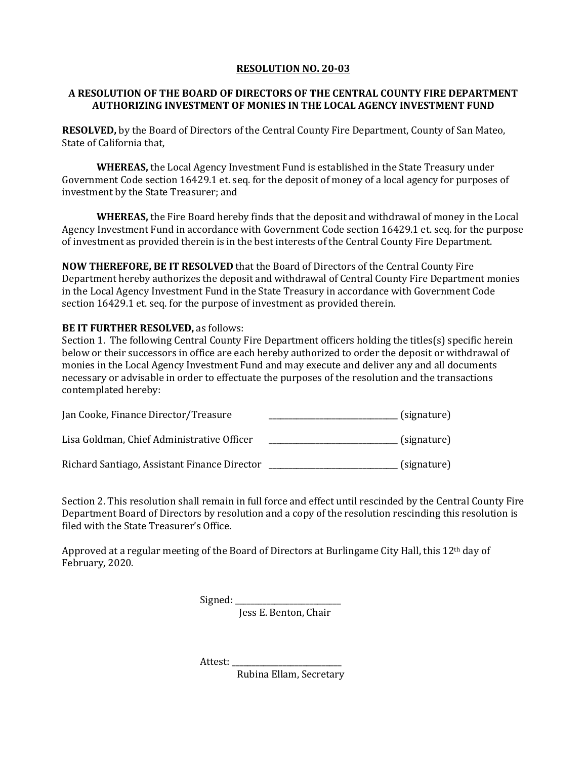**RESOLUTION NO. 20-03**

**A RESOLUTION OF THE BOARD OF DIRECTORS OF THE CENTRAL COUNTY FIRE DEPARTMENT AUTHORIZING INVESTMENT OF MONIES IN THE LOCAL AGENCY INVESTMENT FUND**

**RESOLVED,** by the Board of Directors of the Central County Fire Department, County of San Mateo, State of California that,

**WHEREAS,** the Local Agency Investment Fund is established in the State Treasury under Government Code section 16429.1 et. seq. for the deposit of money of a local agency for purposes of investment by the State Treasurer; and

**WHEREAS,** the Fire Board hereby finds that the deposit and withdrawal of money in the Local Agency Investment Fund in accordance with Government Code section 16429.1 et. seq. for the purpose of investment as provided therein is in the best interests of the Central County Fire Department.

**NOW THEREFORE, BE IT RESOLVED** that the Board of Directors of the Central County Fire Department hereby authorizes the deposit and withdrawal of Central County Fire Department monies in the Local Agency Investment Fund in the State Treasury in accordance with Government Code section 16429.1 et. seq. for the purpose of investment as provided therein.

**BE IT FURTHER RESOLVED,** as follows:
Section 1. The following Central County Fire Department officers holding the titles(s) specific herein below or their successors in office are each hereby authorized to order the deposit or withdrawal of monies in the Local Agency Investment Fund and may execute and deliver any and all documents necessary or advisable in order to effectuate the purposes of the resolution and the transactions contemplated hereby:

Jan Cooke, Finance Director/Treasure ______________________________ (signature)

Lisa Goldman, Chief Administrative Officer ______________________________ (signature)

Richard Santiago, Assistant Finance Director ______________________________ (signature)

Section 2. This resolution shall remain in full force and effect until rescinded by the Central County Fire Department Board of Directors by resolution and a copy of the resolution rescinding this resolution is filed with the State Treasurer's Office.

Approved at a regular meeting of the Board of Directors at Burlingame City Hall, this 12th day of February, 2020.

Signed: ________________________
Jess E. Benton, Chair

Attest: ________________________
Rubina Ellam, Secretary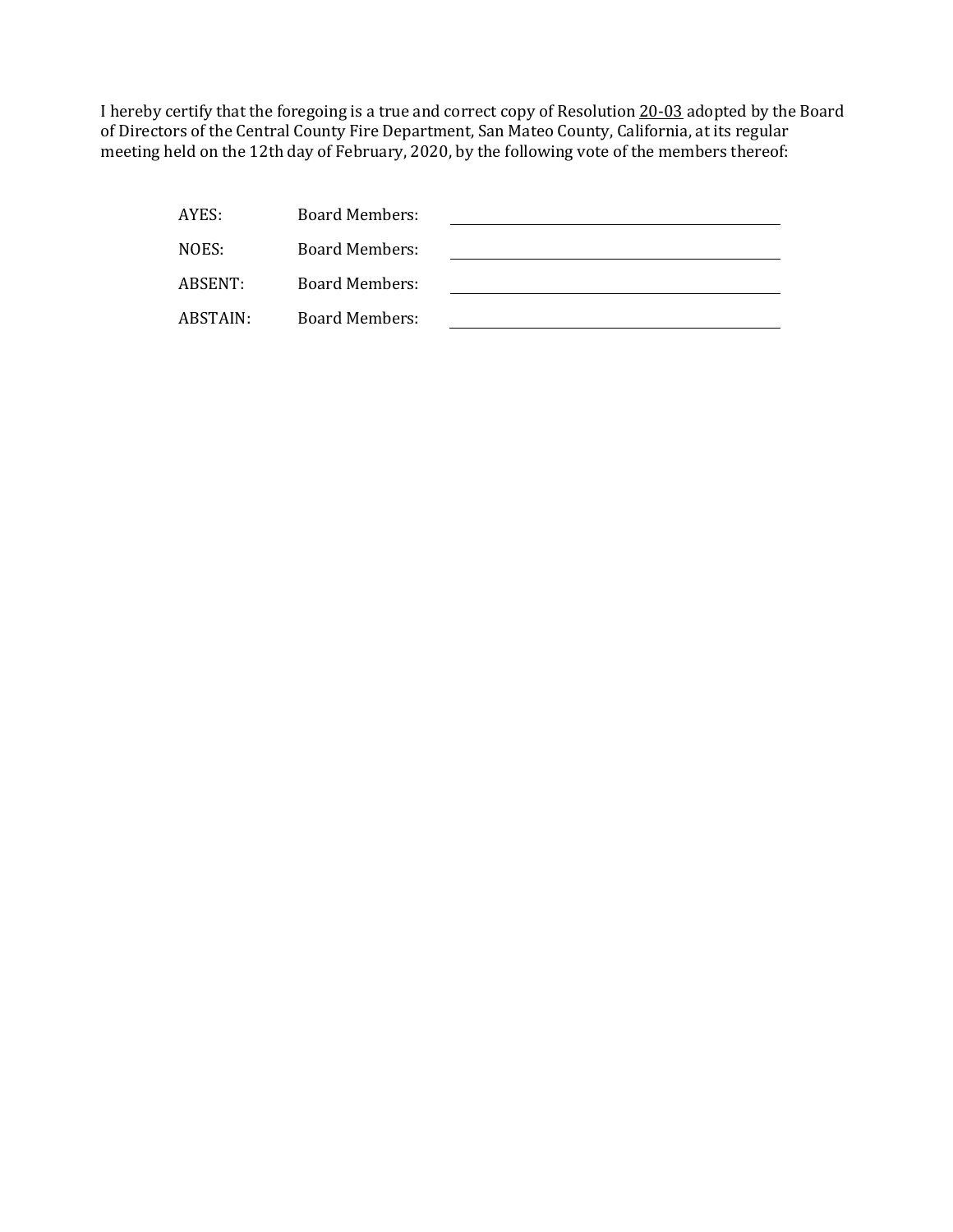I hereby certify that the foregoing is a true and correct copy of Resolution 20-03 adopted by the Board of Directors of the Central County Fire Department, San Mateo County, California, at its regular meeting held on the 12th day of February, 2020, by the following vote of the members thereof:

| | | |
|---|---|---|
| AYES: | Board Members: | \_\_\_\_\_\_\_\_\_\_\_\_\_\_\_\_\_\_\_\_ |
| NOES: | Board Members: | \_\_\_\_\_\_\_\_\_\_\_\_\_\_\_\_\_\_\_\_ |
| ABSENT: | Board Members: | \_\_\_\_\_\_\_\_\_\_\_\_\_\_\_\_\_\_\_\_ |
| ABSTAIN: | Board Members: | \_\_\_\_\_\_\_\_\_\_\_\_\_\_\_\_\_\_\_\_ |